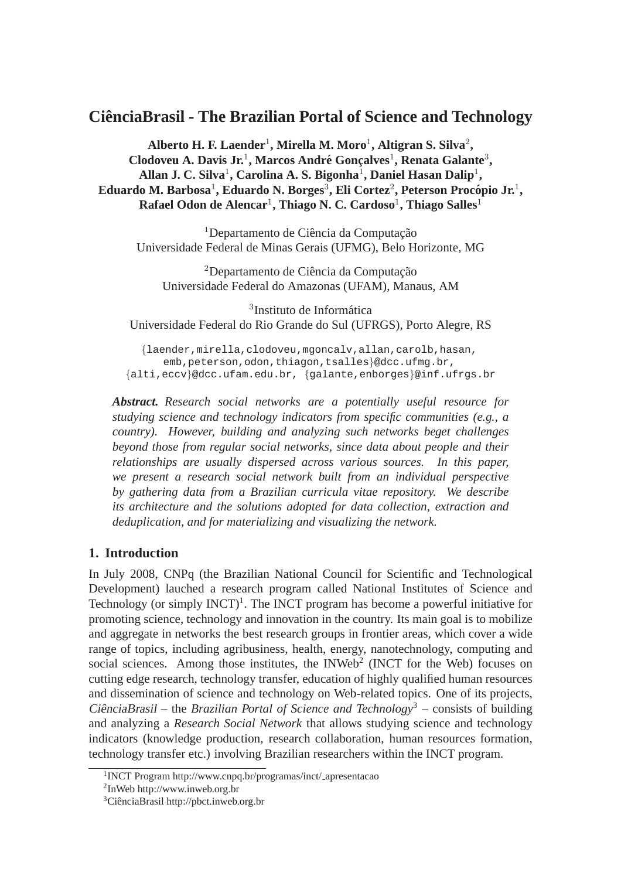# CiênciaBrasil - The Brazilian Portal of Science and Technology

**Alberto H. F. Laender[1], Mirella M. Moro[1], Altigran S. Silva[2], Clodoveu A. Davis Jr.[1], Marcos André Gonçalves[1], Renata Galante[3], Allan J. C. Silva[1], Carolina A. S. Bigonha[1], Daniel Hasan Dalip[1], Eduardo M. Barbosa[1], Eduardo N. Borges[3], Eli Cortez[2], Peterson Procópio Jr.[1], Rafael Odon de Alencar[1], Thiago N. C. Cardoso[1], Thiago Salles[1]**

[1]Departamento de Ciência da Computação
Universidade Federal de Minas Gerais (UFMG), Belo Horizonte, MG

[2]Departamento de Ciência da Computação
Universidade Federal do Amazonas (UFAM), Manaus, AM

[3]Instituto de Informática
Universidade Federal do Rio Grande do Sul (UFRGS), Porto Alegre, RS

{laender,mirella,clodoveu,mgoncalv,allan,carolb,hasan,
emb,peterson,odon,thiagon,tsalles}@dcc.ufmg.br,
{alti,eccv}@dcc.ufam.edu.br, {galante,enborges}@inf.ufrgs.br

***Abstract.*** *Research social networks are a potentially useful resource for studying science and technology indicators from specific communities (e.g., a country). However, building and analyzing such networks beget challenges beyond those from regular social networks, since data about people and their relationships are usually dispersed across various sources. In this paper, we present a research social network built from an individual perspective by gathering data from a Brazilian curricula vitae repository. We describe its architecture and the solutions adopted for data collection, extraction and deduplication, and for materializing and visualizing the network.*

## 1. Introduction

In July 2008, CNPq (the Brazilian National Council for Scientific and Technological Development) lauched a research program called National Institutes of Science and Technology (or simply INCT)[1]. The INCT program has become a powerful initiative for promoting science, technology and innovation in the country. Its main goal is to mobilize and aggregate in networks the best research groups in frontier areas, which cover a wide range of topics, including agribusiness, health, energy, nanotechnology, computing and social sciences. Among those institutes, the INWeb[2] (INCT for the Web) focuses on cutting edge research, technology transfer, education of highly qualified human resources and dissemination of science and technology on Web-related topics. One of its projects, *CiênciaBrasil* – the *Brazilian Portal of Science and Technology*[3] – consists of building and analyzing a *Research Social Network* that allows studying science and technology indicators (knowledge production, research collaboration, human resources formation, technology transfer etc.) involving Brazilian researchers within the INCT program.

[1]INCT Program http://www.cnpq.br/programas/inct/_apresentacao
[2]InWeb http://www.inweb.org.br
[3]CiênciaBrasil http://pbct.inweb.org.br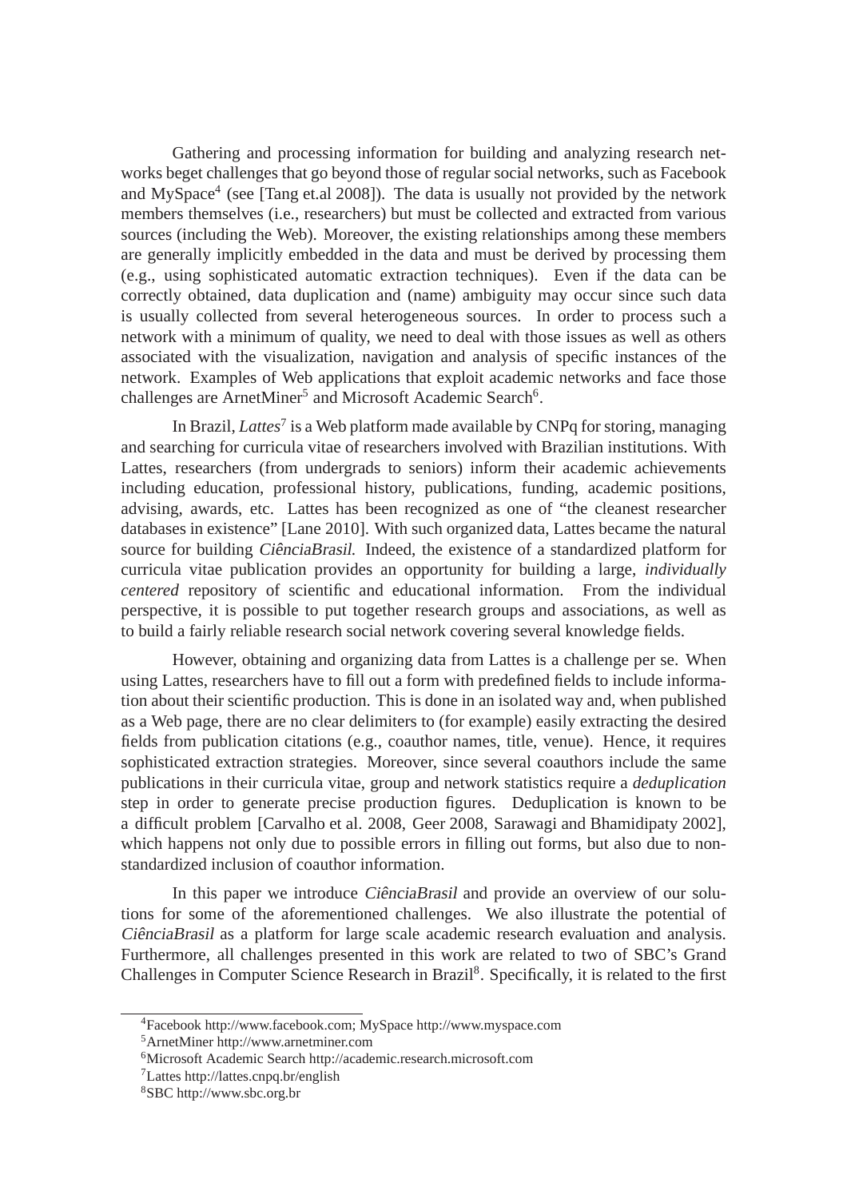Gathering and processing information for building and analyzing research networks beget challenges that go beyond those of regular social networks, such as Facebook and MySpace[4] (see [Tang et.al 2008]). The data is usually not provided by the network members themselves (i.e., researchers) but must be collected and extracted from various sources (including the Web). Moreover, the existing relationships among these members are generally implicitly embedded in the data and must be derived by processing them (e.g., using sophisticated automatic extraction techniques). Even if the data can be correctly obtained, data duplication and (name) ambiguity may occur since such data is usually collected from several heterogeneous sources. In order to process such a network with a minimum of quality, we need to deal with those issues as well as others associated with the visualization, navigation and analysis of specific instances of the network. Examples of Web applications that exploit academic networks and face those challenges are ArnetMiner[5] and Microsoft Academic Search[6].

In Brazil, *Lattes*[7] is a Web platform made available by CNPq for storing, managing and searching for curricula vitae of researchers involved with Brazilian institutions. With Lattes, researchers (from undergrads to seniors) inform their academic achievements including education, professional history, publications, funding, academic positions, advising, awards, etc. Lattes has been recognized as one of "the cleanest researcher databases in existence" [Lane 2010]. With such organized data, Lattes became the natural source for building *CiênciaBrasil*. Indeed, the existence of a standardized platform for curricula vitae publication provides an opportunity for building a large, *individually centered* repository of scientific and educational information. From the individual perspective, it is possible to put together research groups and associations, as well as to build a fairly reliable research social network covering several knowledge fields.

However, obtaining and organizing data from Lattes is a challenge per se. When using Lattes, researchers have to fill out a form with predefined fields to include information about their scientific production. This is done in an isolated way and, when published as a Web page, there are no clear delimiters to (for example) easily extracting the desired fields from publication citations (e.g., coauthor names, title, venue). Hence, it requires sophisticated extraction strategies. Moreover, since several coauthors include the same publications in their curricula vitae, group and network statistics require a *deduplication* step in order to generate precise production figures. Deduplication is known to be a difficult problem [Carvalho et al. 2008, Geer 2008, Sarawagi and Bhamidipaty 2002], which happens not only due to possible errors in filling out forms, but also due to non-standardized inclusion of coauthor information.

In this paper we introduce *CiênciaBrasil* and provide an overview of our solutions for some of the aforementioned challenges. We also illustrate the potential of *CiênciaBrasil* as a platform for large scale academic research evaluation and analysis. Furthermore, all challenges presented in this work are related to two of SBC's Grand Challenges in Computer Science Research in Brazil[8]. Specifically, it is related to the first

---

[4] Facebook http://www.facebook.com; MySpace http://www.myspace.com

[5] ArnetMiner http://www.arnetminer.com

[6] Microsoft Academic Search http://academic.research.microsoft.com

[7] Lattes http://lattes.cnpq.br/english

[8] SBC http://www.sbc.org.br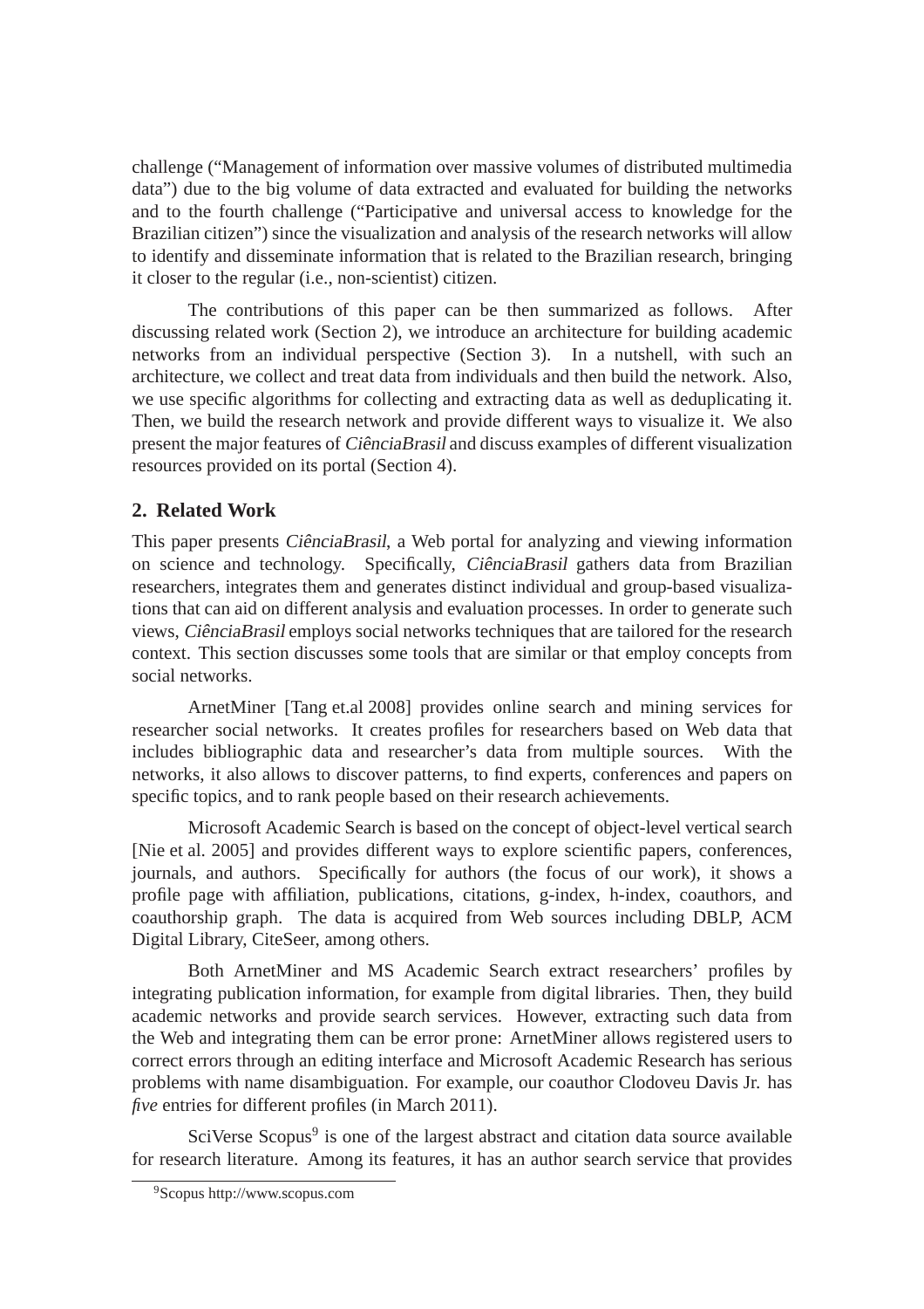challenge ("Management of information over massive volumes of distributed multimedia data") due to the big volume of data extracted and evaluated for building the networks and to the fourth challenge ("Participative and universal access to knowledge for the Brazilian citizen") since the visualization and analysis of the research networks will allow to identify and disseminate information that is related to the Brazilian research, bringing it closer to the regular (i.e., non-scientist) citizen.

The contributions of this paper can be then summarized as follows. After discussing related work (Section 2), we introduce an architecture for building academic networks from an individual perspective (Section 3). In a nutshell, with such an architecture, we collect and treat data from individuals and then build the network. Also, we use specific algorithms for collecting and extracting data as well as deduplicating it. Then, we build the research network and provide different ways to visualize it. We also present the major features of *CiênciaBrasil* and discuss examples of different visualization resources provided on its portal (Section 4).

## 2. Related Work

This paper presents *CiênciaBrasil*, a Web portal for analyzing and viewing information on science and technology. Specifically, *CiênciaBrasil* gathers data from Brazilian researchers, integrates them and generates distinct individual and group-based visualizations that can aid on different analysis and evaluation processes. In order to generate such views, *CiênciaBrasil* employs social networks techniques that are tailored for the research context. This section discusses some tools that are similar or that employ concepts from social networks.

ArnetMiner [Tang et.al 2008] provides online search and mining services for researcher social networks. It creates profiles for researchers based on Web data that includes bibliographic data and researcher's data from multiple sources. With the networks, it also allows to discover patterns, to find experts, conferences and papers on specific topics, and to rank people based on their research achievements.

Microsoft Academic Search is based on the concept of object-level vertical search [Nie et al. 2005] and provides different ways to explore scientific papers, conferences, journals, and authors. Specifically for authors (the focus of our work), it shows a profile page with affiliation, publications, citations, g-index, h-index, coauthors, and coauthorship graph. The data is acquired from Web sources including DBLP, ACM Digital Library, CiteSeer, among others.

Both ArnetMiner and MS Academic Search extract researchers' profiles by integrating publication information, for example from digital libraries. Then, they build academic networks and provide search services. However, extracting such data from the Web and integrating them can be error prone: ArnetMiner allows registered users to correct errors through an editing interface and Microsoft Academic Research has serious problems with name disambiguation. For example, our coauthor Clodoveu Davis Jr. has *five* entries for different profiles (in March 2011).

SciVerse Scopus[9] is one of the largest abstract and citation data source available for research literature. Among its features, it has an author search service that provides

[9] Scopus http://www.scopus.com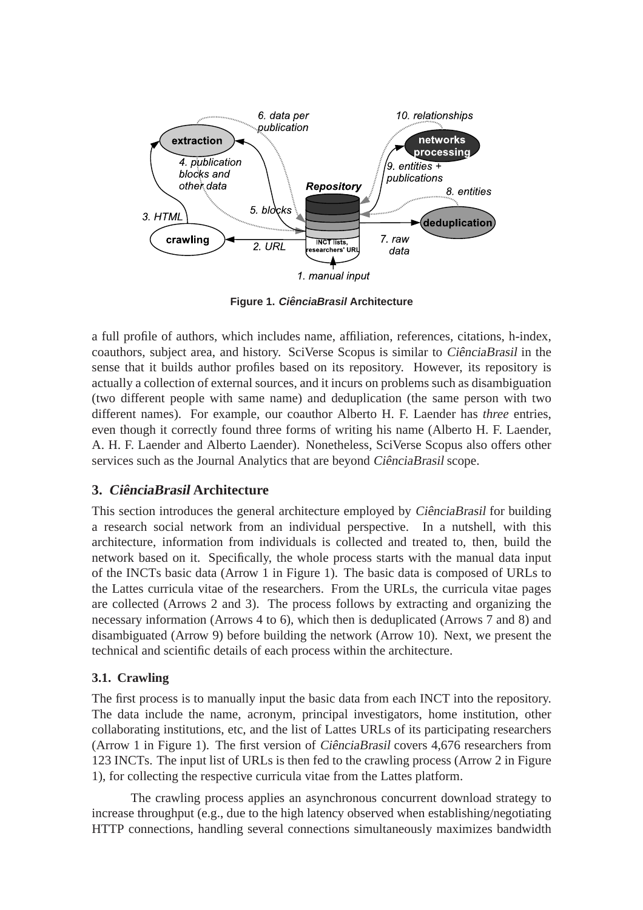Figure 1. *CiênciaBrasil* Architecture

a full profile of authors, which includes name, affiliation, references, citations, h-index, coauthors, subject area, and history. SciVerse Scopus is similar to *CiênciaBrasil* in the sense that it builds author profiles based on its repository. However, its repository is actually a collection of external sources, and it incurs on problems such as disambiguation (two different people with same name) and deduplication (the same person with two different names). For example, our coauthor Alberto H. F. Laender has *three* entries, even though it correctly found three forms of writing his name (Alberto H. F. Laender, A. H. F. Laender and Alberto Laender). Nonetheless, SciVerse Scopus also offers other services such as the Journal Analytics that are beyond *CiênciaBrasil* scope.

## 3. *CiênciaBrasil* Architecture

This section introduces the general architecture employed by *CiênciaBrasil* for building a research social network from an individual perspective. In a nutshell, with this architecture, information from individuals is collected and treated to, then, build the network based on it. Specifically, the whole process starts with the manual data input of the INCTs basic data (Arrow 1 in Figure 1). The basic data is composed of URLs to the Lattes curricula vitae of the researchers. From the URLs, the curricula vitae pages are collected (Arrows 2 and 3). The process follows by extracting and organizing the necessary information (Arrows 4 to 6), which then is deduplicated (Arrows 7 and 8) and disambiguated (Arrow 9) before building the network (Arrow 10). Next, we present the technical and scientific details of each process within the architecture.

### 3.1. Crawling

The first process is to manually input the basic data from each INCT into the repository. The data include the name, acronym, principal investigators, home institution, other collaborating institutions, etc, and the list of Lattes URLs of its participating researchers (Arrow 1 in Figure 1). The first version of *CiênciaBrasil* covers 4,676 researchers from 123 INCTs. The input list of URLs is then fed to the crawling process (Arrow 2 in Figure 1), for collecting the respective curricula vitae from the Lattes platform.

The crawling process applies an asynchronous concurrent download strategy to increase throughput (e.g., due to the high latency observed when establishing/negotiating HTTP connections, handling several connections simultaneously maximizes bandwidth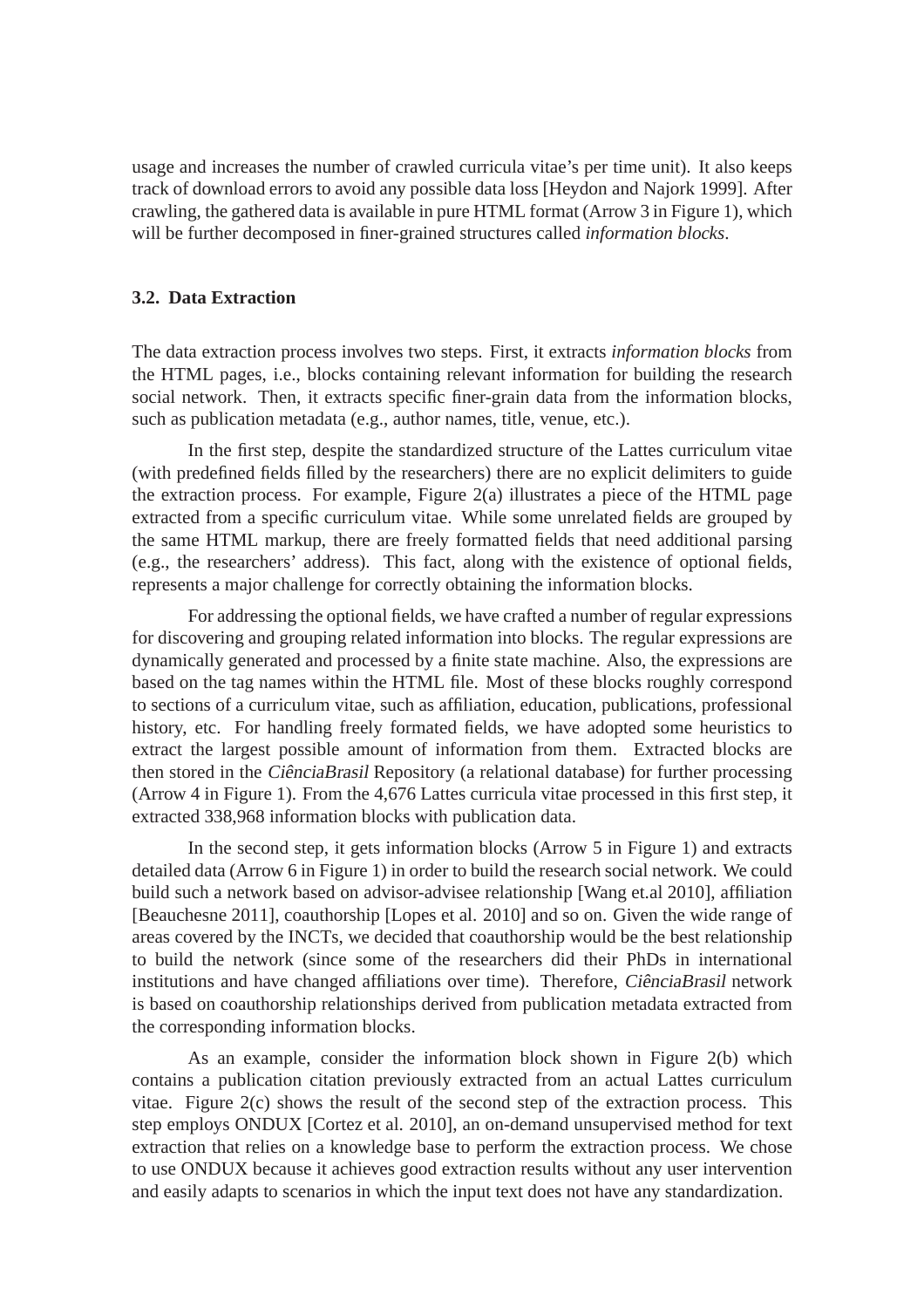usage and increases the number of crawled curricula vitae's per time unit). It also keeps track of download errors to avoid any possible data loss [Heydon and Najork 1999]. After crawling, the gathered data is available in pure HTML format (Arrow 3 in Figure 1), which will be further decomposed in finer-grained structures called *information blocks*.

### 3.2. Data Extraction

The data extraction process involves two steps. First, it extracts *information blocks* from the HTML pages, i.e., blocks containing relevant information for building the research social network. Then, it extracts specific finer-grain data from the information blocks, such as publication metadata (e.g., author names, title, venue, etc.).

In the first step, despite the standardized structure of the Lattes curriculum vitae (with predefined fields filled by the researchers) there are no explicit delimiters to guide the extraction process. For example, Figure 2(a) illustrates a piece of the HTML page extracted from a specific curriculum vitae. While some unrelated fields are grouped by the same HTML markup, there are freely formatted fields that need additional parsing (e.g., the researchers' address). This fact, along with the existence of optional fields, represents a major challenge for correctly obtaining the information blocks.

For addressing the optional fields, we have crafted a number of regular expressions for discovering and grouping related information into blocks. The regular expressions are dynamically generated and processed by a finite state machine. Also, the expressions are based on the tag names within the HTML file. Most of these blocks roughly correspond to sections of a curriculum vitae, such as affiliation, education, publications, professional history, etc. For handling freely formated fields, we have adopted some heuristics to extract the largest possible amount of information from them. Extracted blocks are then stored in the *CiênciaBrasil* Repository (a relational database) for further processing (Arrow 4 in Figure 1). From the 4,676 Lattes curricula vitae processed in this first step, it extracted 338,968 information blocks with publication data.

In the second step, it gets information blocks (Arrow 5 in Figure 1) and extracts detailed data (Arrow 6 in Figure 1) in order to build the research social network. We could build such a network based on advisor-advisee relationship [Wang et.al 2010], affiliation [Beauchesne 2011], coauthorship [Lopes et al. 2010] and so on. Given the wide range of areas covered by the INCTs, we decided that coauthorship would be the best relationship to build the network (since some of the researchers did their PhDs in international institutions and have changed affiliations over time). Therefore, *CiênciaBrasil* network is based on coauthorship relationships derived from publication metadata extracted from the corresponding information blocks.

As an example, consider the information block shown in Figure 2(b) which contains a publication citation previously extracted from an actual Lattes curriculum vitae. Figure 2(c) shows the result of the second step of the extraction process. This step employs ONDUX [Cortez et al. 2010], an on-demand unsupervised method for text extraction that relies on a knowledge base to perform the extraction process. We chose to use ONDUX because it achieves good extraction results without any user intervention and easily adapts to scenarios in which the input text does not have any standardization.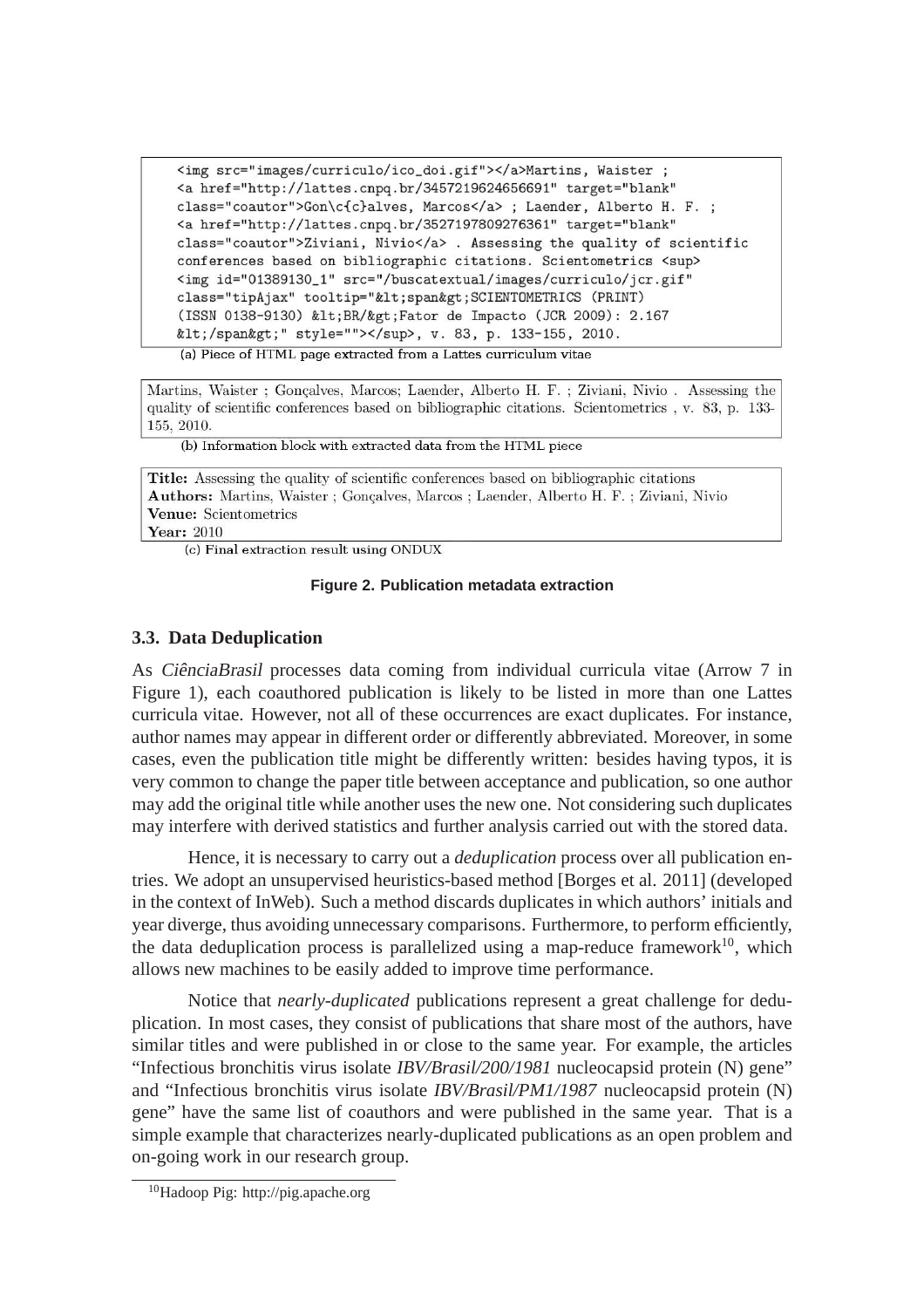```
<img src="images/curriculo/ico_doi.gif"></a>Martins, Waister ;
<a href="http://lattes.cnpq.br/3457219624656691" target="blank"
class="coautor">Gon\c{c}alves, Marcos</a> ; Laender, Alberto H. F. ;
<a href="http://lattes.cnpq.br/3527197809276361" target="blank"
class="coautor">Ziviani, Nivio</a> . Assessing the quality of scientific
conferences based on bibliographic citations. Scientometrics <sup>
<img id="01389130_1" src="/buscatextual/images/curriculo/jcr.gif"
class="tipAjax" tooltip="&lt;span&gt;SCIENTOMETRICS (PRINT)
(ISSN 0138-9130) &lt;BR/&gt;Fator de Impacto (JCR 2009): 2.167
&lt;/span&gt;" style=""></sup>, v. 83, p. 133-155, 2010.
```

(a) Piece of HTML page extracted from a Lattes curriculum vitae

> Martins, Waister ; Gonçalves, Marcos; Laender, Alberto H. F. ; Ziviani, Nivio . Assessing the quality of scientific conferences based on bibliographic citations. Scientometrics , v. 83, p. 133-155, 2010.

(b) Information block with extracted data from the HTML piece

> **Title:** Assessing the quality of scientific conferences based on bibliographic citations
> **Authors:** Martins, Waister ; Gonçalves, Marcos ; Laender, Alberto H. F. ; Ziviani, Nivio
> **Venue:** Scientometrics
> **Year:** 2010

(c) Final extraction result using ONDUX

**Figure 2. Publication metadata extraction**

### 3.3. Data Deduplication

As *CiênciaBrasil* processes data coming from individual curricula vitae (Arrow 7 in Figure 1), each coauthored publication is likely to be listed in more than one Lattes curricula vitae. However, not all of these occurrences are exact duplicates. For instance, author names may appear in different order or differently abbreviated. Moreover, in some cases, even the publication title might be differently written: besides having typos, it is very common to change the paper title between acceptance and publication, so one author may add the original title while another uses the new one. Not considering such duplicates may interfere with derived statistics and further analysis carried out with the stored data.

Hence, it is necessary to carry out a *deduplication* process over all publication entries. We adopt an unsupervised heuristics-based method [Borges et al. 2011] (developed in the context of InWeb). Such a method discards duplicates in which authors' initials and year diverge, thus avoiding unnecessary comparisons. Furthermore, to perform efficiently, the data deduplication process is parallelized using a map-reduce framework[10], which allows new machines to be easily added to improve time performance.

Notice that *nearly-duplicated* publications represent a great challenge for deduplication. In most cases, they consist of publications that share most of the authors, have similar titles and were published in or close to the same year. For example, the articles "Infectious bronchitis virus isolate *IBV/Brasil/200/1981* nucleocapsid protein (N) gene" and "Infectious bronchitis virus isolate *IBV/Brasil/PM1/1987* nucleocapsid protein (N) gene" have the same list of coauthors and were published in the same year. That is a simple example that characterizes nearly-duplicated publications as an open problem and on-going work in our research group.

---

[10] Hadoop Pig: http://pig.apache.org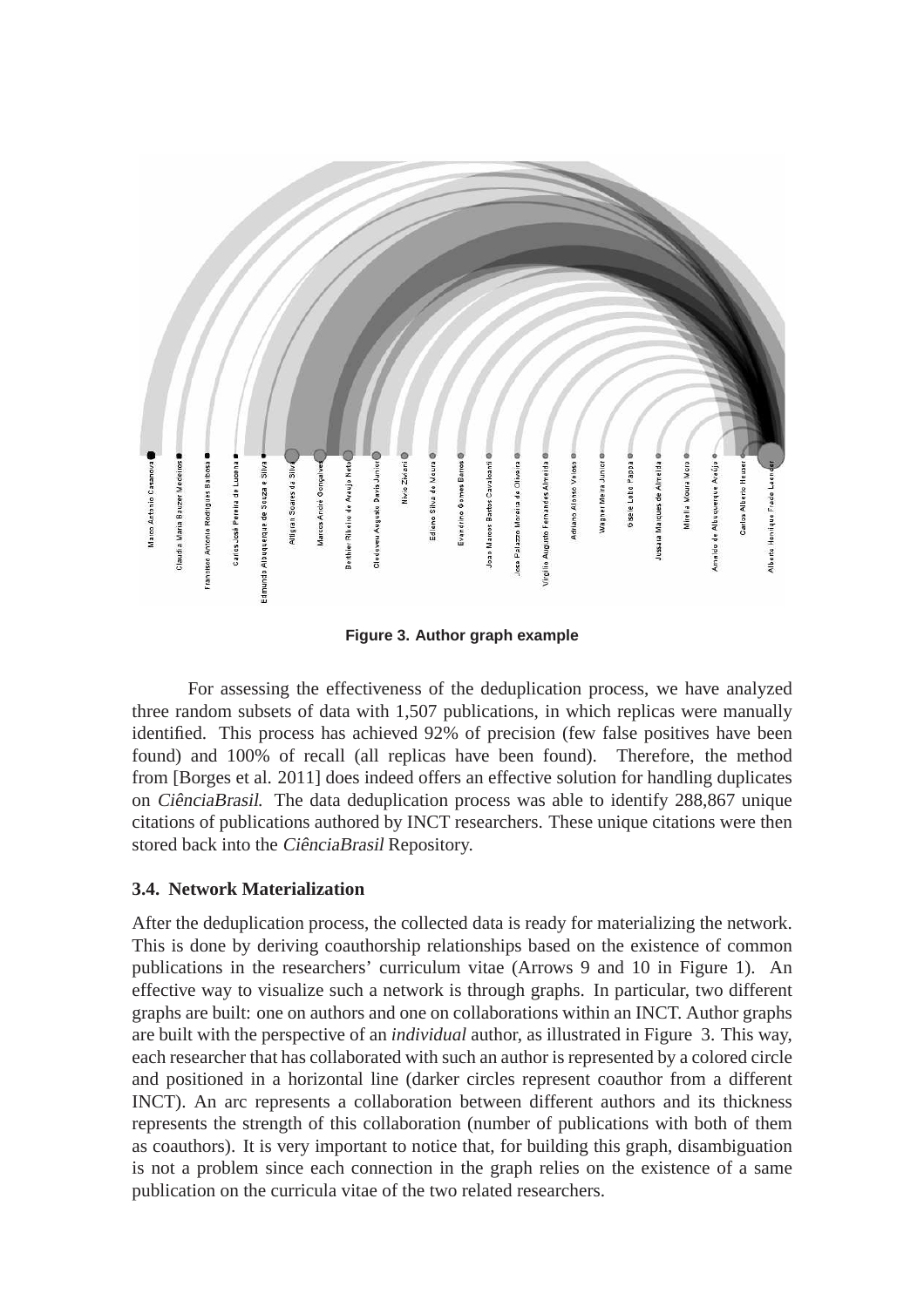**Figure 3. Author graph example**

For assessing the effectiveness of the deduplication process, we have analyzed three random subsets of data with 1,507 publications, in which replicas were manually identified. This process has achieved 92% of precision (few false positives have been found) and 100% of recall (all replicas have been found). Therefore, the method from [Borges et al. 2011] does indeed offers an effective solution for handling duplicates on *CiênciaBrasil*. The data deduplication process was able to identify 288,867 unique citations of publications authored by INCT researchers. These unique citations were then stored back into the *CiênciaBrasil* Repository.

### 3.4. Network Materialization

After the deduplication process, the collected data is ready for materializing the network. This is done by deriving coauthorship relationships based on the existence of common publications in the researchers' curriculum vitae (Arrows 9 and 10 in Figure 1). An effective way to visualize such a network is through graphs. In particular, two different graphs are built: one on authors and one on collaborations within an INCT. Author graphs are built with the perspective of an *individual* author, as illustrated in Figure 3. This way, each researcher that has collaborated with such an author is represented by a colored circle and positioned in a horizontal line (darker circles represent coauthor from a different INCT). An arc represents a collaboration between different authors and its thickness represents the strength of this collaboration (number of publications with both of them as coauthors). It is very important to notice that, for building this graph, disambiguation is not a problem since each connection in the graph relies on the existence of a same publication on the curricula vitae of the two related researchers.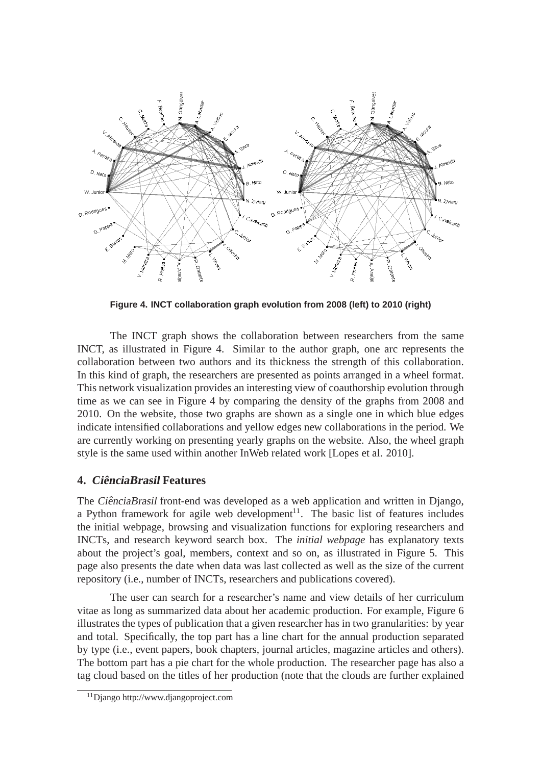Figure 4. INCT collaboration graph evolution from 2008 (left) to 2010 (right)

The INCT graph shows the collaboration between researchers from the same INCT, as illustrated in Figure 4. Similar to the author graph, one arc represents the collaboration between two authors and its thickness the strength of this collaboration. In this kind of graph, the researchers are presented as points arranged in a wheel format. This network visualization provides an interesting view of coauthorship evolution through time as we can see in Figure 4 by comparing the density of the graphs from 2008 and 2010. On the website, those two graphs are shown as a single one in which blue edges indicate intensified collaborations and yellow edges new collaborations in the period. We are currently working on presenting yearly graphs on the website. Also, the wheel graph style is the same used within another InWeb related work [Lopes et al. 2010].

## 4. *CiênciaBrasil* Features

The *CiênciaBrasil* front-end was developed as a web application and written in Django, a Python framework for agile web development[11]. The basic list of features includes the initial webpage, browsing and visualization functions for exploring researchers and INCTs, and research keyword search box. The *initial webpage* has explanatory texts about the project's goal, members, context and so on, as illustrated in Figure 5. This page also presents the date when data was last collected as well as the size of the current repository (i.e., number of INCTs, researchers and publications covered).

The user can search for a researcher's name and view details of her curriculum vitae as long as summarized data about her academic production. For example, Figure 6 illustrates the types of publication that a given researcher has in two granularities: by year and total. Specifically, the top part has a line chart for the annual production separated by type (i.e., event papers, book chapters, journal articles, magazine articles and others). The bottom part has a pie chart for the whole production. The researcher page has also a tag cloud based on the titles of her production (note that the clouds are further explained

[11] Django http://www.djangoproject.com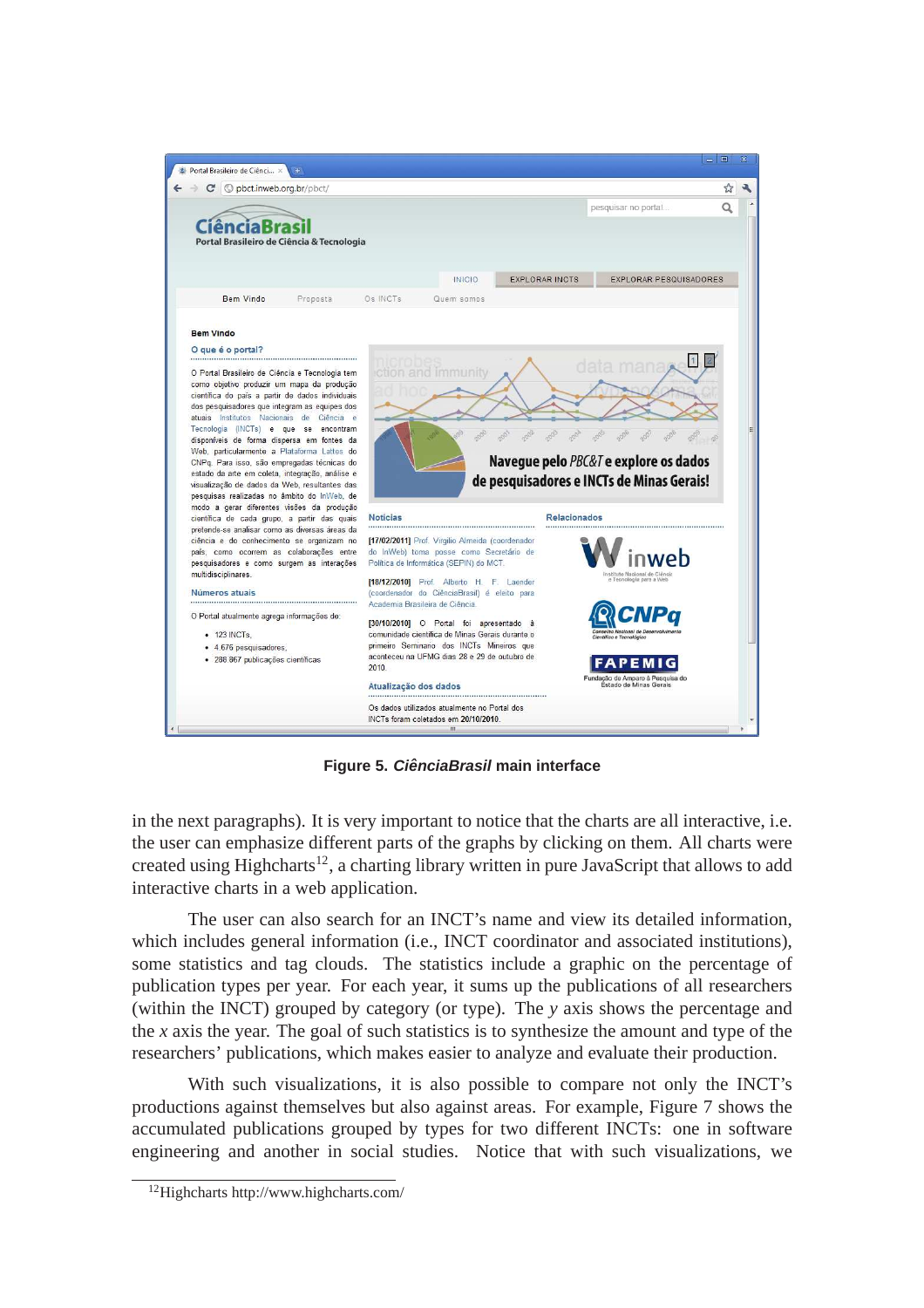**Figure 5. *CiênciaBrasil* main interface**

in the next paragraphs). It is very important to notice that the charts are all interactive, i.e. the user can emphasize different parts of the graphs by clicking on them. All charts were created using Highcharts[12], a charting library written in pure JavaScript that allows to add interactive charts in a web application.

The user can also search for an INCT's name and view its detailed information, which includes general information (i.e., INCT coordinator and associated institutions), some statistics and tag clouds. The statistics include a graphic on the percentage of publication types per year. For each year, it sums up the publications of all researchers (within the INCT) grouped by category (or type). The $y$ axis shows the percentage and the $x$ axis the year. The goal of such statistics is to synthesize the amount and type of the researchers' publications, which makes easier to analyze and evaluate their production.

With such visualizations, it is also possible to compare not only the INCT's productions against themselves but also against areas. For example, Figure 7 shows the accumulated publications grouped by types for two different INCTs: one in software engineering and another in social studies. Notice that with such visualizations, we

[12] Highcharts http://www.highcharts.com/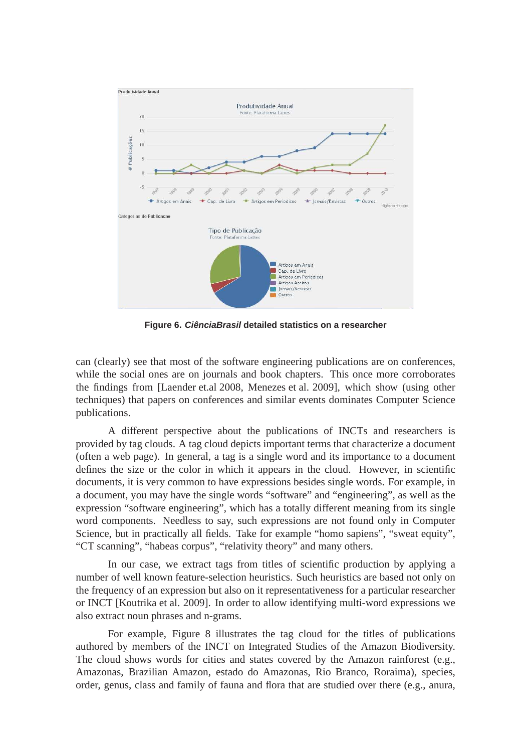**Figure 6. *CiênciaBrasil* detailed statistics on a researcher**

can (clearly) see that most of the software engineering publications are on conferences, while the social ones are on journals and book chapters. This once more corroborates the findings from [Laender et.al 2008, Menezes et al. 2009], which show (using other techniques) that papers on conferences and similar events dominates Computer Science publications.

A different perspective about the publications of INCTs and researchers is provided by tag clouds. A tag cloud depicts important terms that characterize a document (often a web page). In general, a tag is a single word and its importance to a document defines the size or the color in which it appears in the cloud. However, in scientific documents, it is very common to have expressions besides single words. For example, in a document, you may have the single words "software" and "engineering", as well as the expression "software engineering", which has a totally different meaning from its single word components. Needless to say, such expressions are not found only in Computer Science, but in practically all fields. Take for example "homo sapiens", "sweat equity", "CT scanning", "habeas corpus", "relativity theory" and many others.

In our case, we extract tags from titles of scientific production by applying a number of well known feature-selection heuristics. Such heuristics are based not only on the frequency of an expression but also on it representativeness for a particular researcher or INCT [Koutrika et al. 2009]. In order to allow identifying multi-word expressions we also extract noun phrases and n-grams.

For example, Figure 8 illustrates the tag cloud for the titles of publications authored by members of the INCT on Integrated Studies of the Amazon Biodiversity. The cloud shows words for cities and states covered by the Amazon rainforest (e.g., Amazonas, Brazilian Amazon, estado do Amazonas, Rio Branco, Roraima), species, order, genus, class and family of fauna and flora that are studied over there (e.g., anura,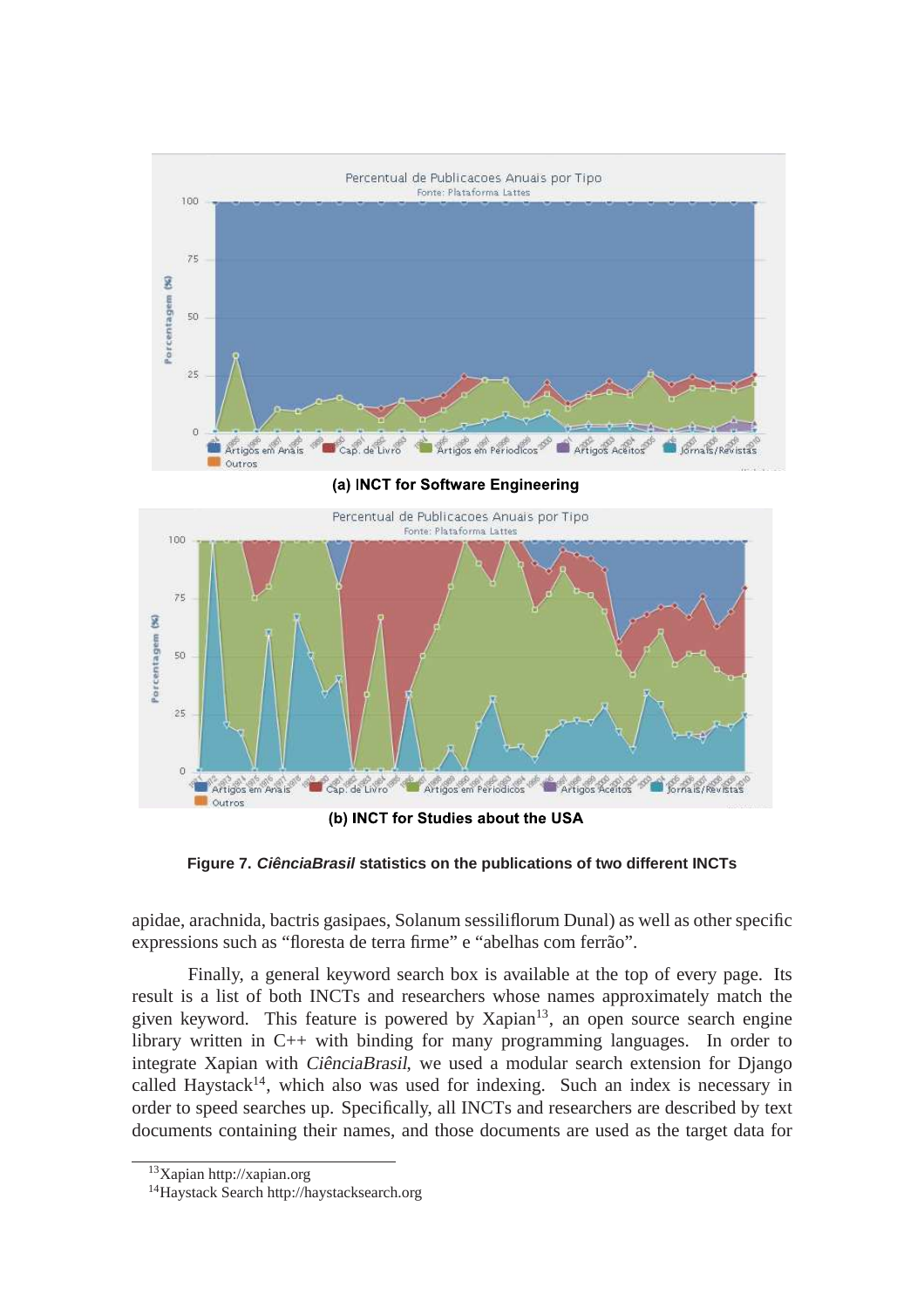(a) INCT for Software Engineering

(b) INCT for Studies about the USA

**Figure 7. *CiênciaBrasil* statistics on the publications of two different INCTs**

apidae, arachnida, bactris gasipaes, Solanum sessiliflorum Dunal) as well as other specific expressions such as "floresta de terra firme" e "abelhas com ferrão".

Finally, a general keyword search box is available at the top of every page. Its result is a list of both INCTs and researchers whose names approximately match the given keyword. This feature is powered by Xapian[13], an open source search engine library written in C++ with binding for many programming languages. In order to integrate Xapian with *CiênciaBrasil*, we used a modular search extension for Django called Haystack[14], which also was used for indexing. Such an index is necessary in order to speed searches up. Specifically, all INCTs and researchers are described by text documents containing their names, and those documents are used as the target data for

[13] Xapian http://xapian.org

[14] Haystack Search http://haystacksearch.org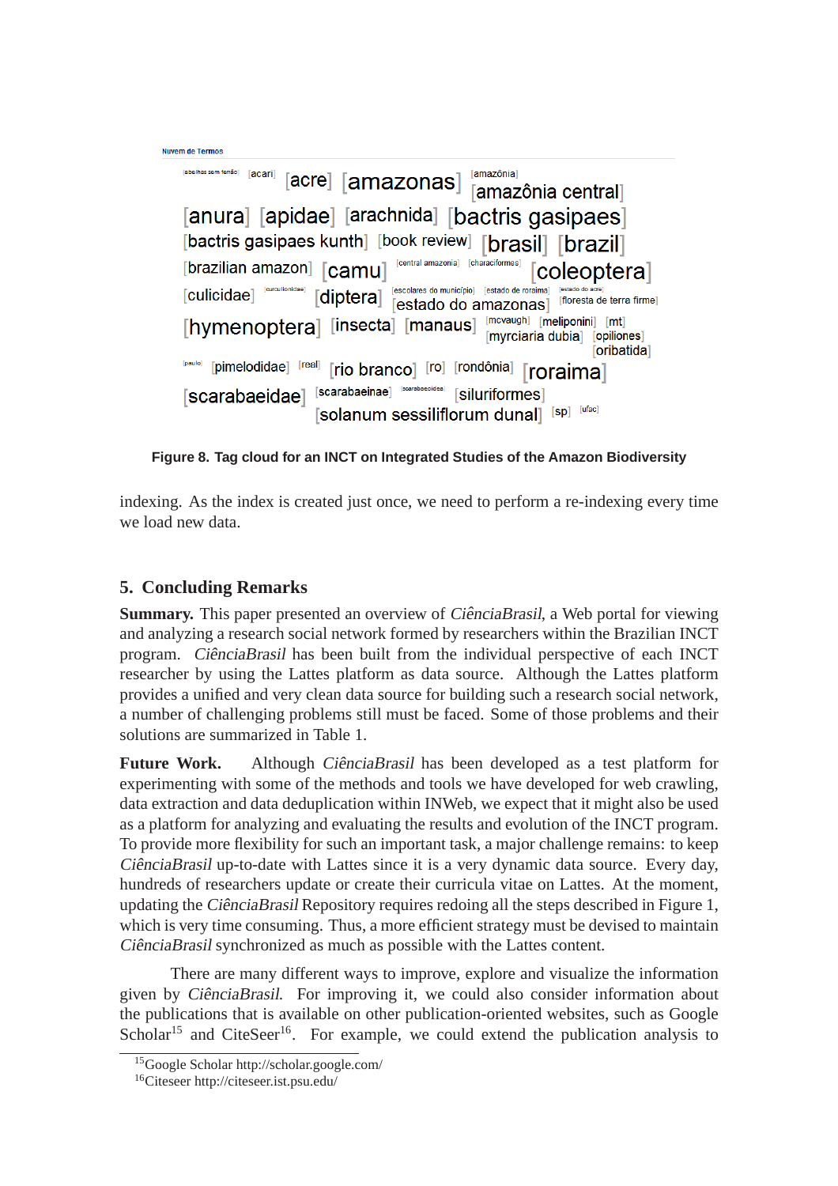Nuvem de Termos

[abelhas sem ferrão] [acari] [acre] [amazonas] [amazônia] [amazônia central] [anura] [apidae] [arachnida] [bactris gasipaes] [bactris gasipaes kunth] [book review] [brasil] [brazil] [brazilian amazon] [camu] [central amazonia] [characiformes] [coleoptera] [culicidae] [curculionidae] [diptera] [escolares do município] [estado de roraima] [estado do acre] [estado do amazonas] [floresta de terra firme] [hymenoptera] [insecta] [manaus] [mcvaugh] [meliponini] [mt] [myrciaria dubia] [opiliones] [oribatida] [paulo] [pimelodidae] [real] [rio branco] [ro] [rondônia] [roraima] [scarabaeidae] [scarabaeinae] [scarabaeoidea] [siluriformes] [solanum sessiliflorum dunal] [sp] [ufac]

**Figure 8. Tag cloud for an INCT on Integrated Studies of the Amazon Biodiversity**

indexing. As the index is created just once, we need to perform a re-indexing every time we load new data.

## 5. Concluding Remarks

**Summary.** This paper presented an overview of *CiênciaBrasil*, a Web portal for viewing and analyzing a research social network formed by researchers within the Brazilian INCT program. *CiênciaBrasil* has been built from the individual perspective of each INCT researcher by using the Lattes platform as data source. Although the Lattes platform provides a unified and very clean data source for building such a research social network, a number of challenging problems still must be faced. Some of those problems and their solutions are summarized in Table 1.

**Future Work.** Although *CiênciaBrasil* has been developed as a test platform for experimenting with some of the methods and tools we have developed for web crawling, data extraction and data deduplication within INWeb, we expect that it might also be used as a platform for analyzing and evaluating the results and evolution of the INCT program. To provide more flexibility for such an important task, a major challenge remains: to keep *CiênciaBrasil* up-to-date with Lattes since it is a very dynamic data source. Every day, hundreds of researchers update or create their curricula vitae on Lattes. At the moment, updating the *CiênciaBrasil* Repository requires redoing all the steps described in Figure 1, which is very time consuming. Thus, a more efficient strategy must be devised to maintain *CiênciaBrasil* synchronized as much as possible with the Lattes content.

There are many different ways to improve, explore and visualize the information given by *CiênciaBrasil*. For improving it, we could also consider information about the publications that is available on other publication-oriented websites, such as Google Scholar[15] and CiteSeer[16]. For example, we could extend the publication analysis to

[15] Google Scholar http://scholar.google.com/

[16] Citeseer http://citeseer.ist.psu.edu/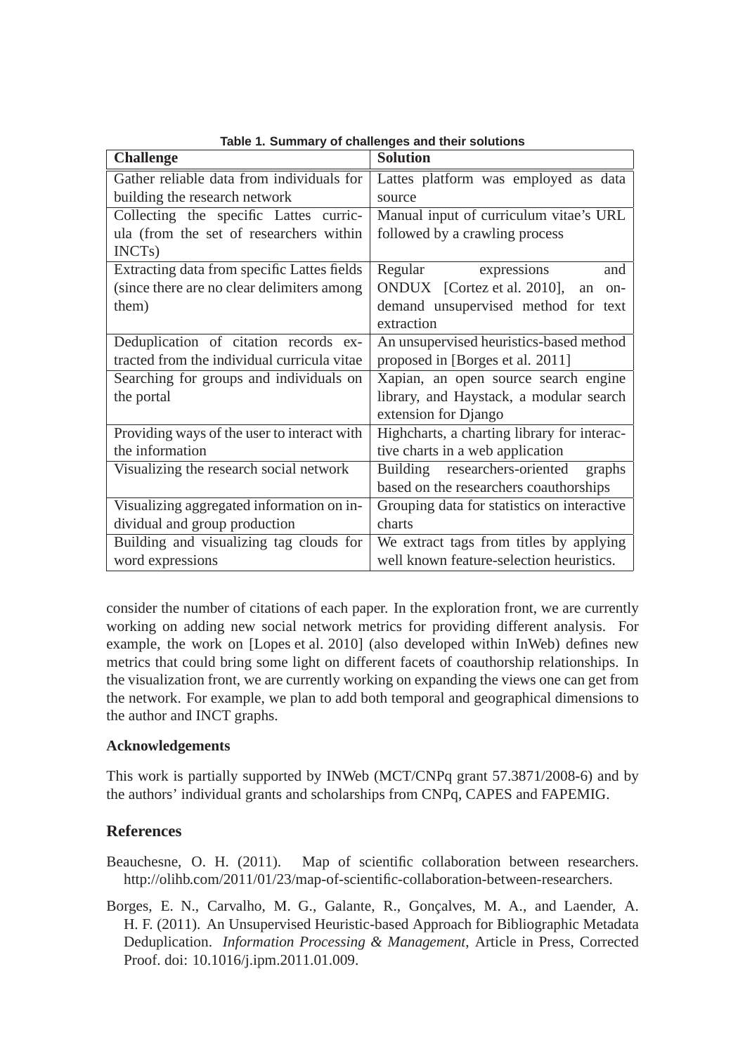**Table 1. Summary of challenges and their solutions**

| Challenge | Solution |
|---|---|
| Gather reliable data from individuals for building the research network | Lattes platform was employed as data source |
| Collecting the specific Lattes curricula (from the set of researchers within INCTs) | Manual input of curriculum vitae's URL followed by a crawling process |
| Extracting data from specific Lattes fields (since there are no clear delimiters among them) | Regular expressions and ONDUX [Cortez et al. 2010], an on-demand unsupervised method for text extraction |
| Deduplication of citation records extracted from the individual curricula vitae | An unsupervised heuristics-based method proposed in [Borges et al. 2011] |
| Searching for groups and individuals on the portal | Xapian, an open source search engine library, and Haystack, a modular search extension for Django |
| Providing ways of the user to interact with the information | Highcharts, a charting library for interactive charts in a web application |
| Visualizing the research social network | Building researchers-oriented graphs based on the researchers coauthorships |
| Visualizing aggregated information on individual and group production | Grouping data for statistics on interactive charts |
| Building and visualizing tag clouds for word expressions | We extract tags from titles by applying well known feature-selection heuristics. |

consider the number of citations of each paper. In the exploration front, we are currently working on adding new social network metrics for providing different analysis. For example, the work on [Lopes et al. 2010] (also developed within InWeb) defines new metrics that could bring some light on different facets of coauthorship relationships. In the visualization front, we are currently working on expanding the views one can get from the network. For example, we plan to add both temporal and geographical dimensions to the author and INCT graphs.

### Acknowledgements

This work is partially supported by INWeb (MCT/CNPq grant 57.3871/2008-6) and by the authors' individual grants and scholarships from CNPq, CAPES and FAPEMIG.

## References

Beauchesne, O. H. (2011). Map of scientific collaboration between researchers. http://olihb.com/2011/01/23/map-of-scientific-collaboration-between-researchers.

Borges, E. N., Carvalho, M. G., Galante, R., Gonçalves, M. A., and Laender, A. H. F. (2011). An Unsupervised Heuristic-based Approach for Bibliographic Metadata Deduplication. *Information Processing & Management*, Article in Press, Corrected Proof. doi: 10.1016/j.ipm.2011.01.009.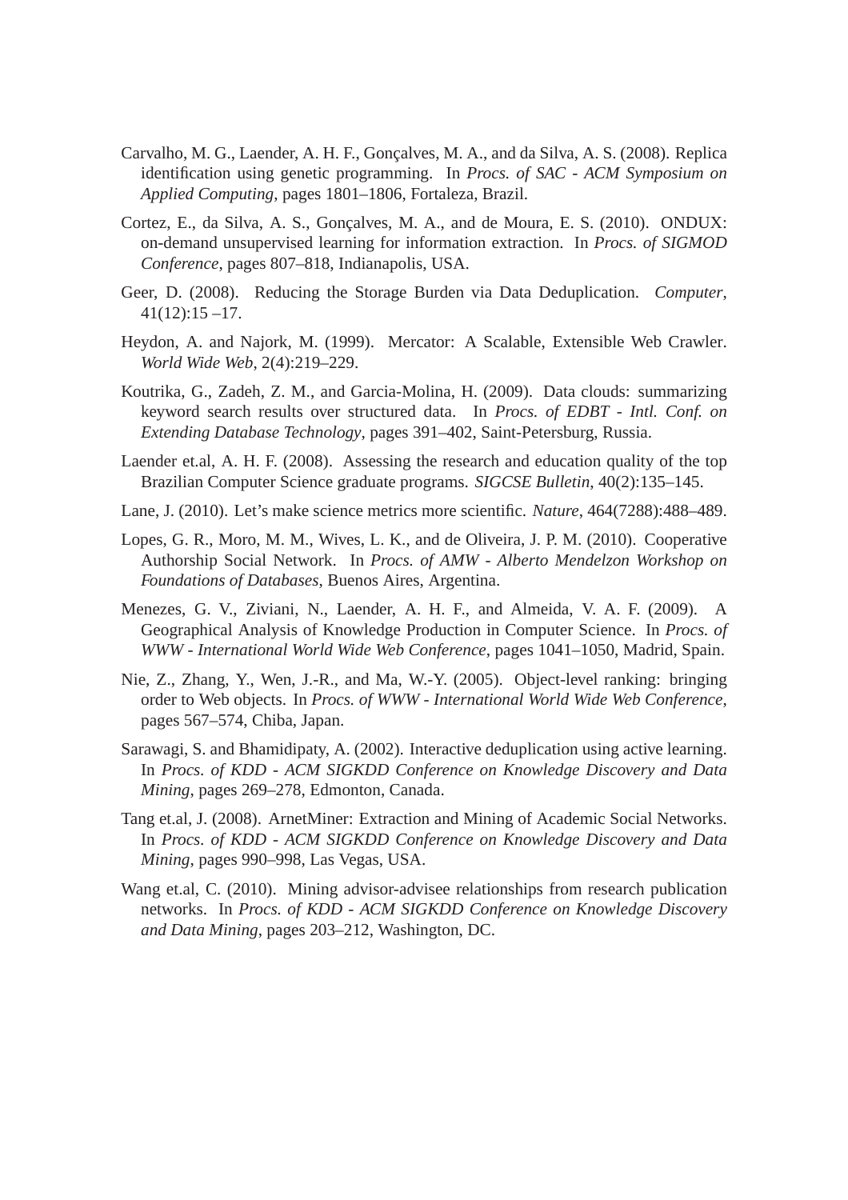Carvalho, M. G., Laender, A. H. F., Gonçalves, M. A., and da Silva, A. S. (2008). Replica identification using genetic programming. In *Procs. of SAC - ACM Symposium on Applied Computing*, pages 1801–1806, Fortaleza, Brazil.

Cortez, E., da Silva, A. S., Gonçalves, M. A., and de Moura, E. S. (2010). ONDUX: on-demand unsupervised learning for information extraction. In *Procs. of SIGMOD Conference*, pages 807–818, Indianapolis, USA.

Geer, D. (2008). Reducing the Storage Burden via Data Deduplication. *Computer*, 41(12):15 –17.

Heydon, A. and Najork, M. (1999). Mercator: A Scalable, Extensible Web Crawler. *World Wide Web*, 2(4):219–229.

Koutrika, G., Zadeh, Z. M., and Garcia-Molina, H. (2009). Data clouds: summarizing keyword search results over structured data. In *Procs. of EDBT - Intl. Conf. on Extending Database Technology*, pages 391–402, Saint-Petersburg, Russia.

Laender et.al, A. H. F. (2008). Assessing the research and education quality of the top Brazilian Computer Science graduate programs. *SIGCSE Bulletin*, 40(2):135–145.

Lane, J. (2010). Let's make science metrics more scientific. *Nature*, 464(7288):488–489.

Lopes, G. R., Moro, M. M., Wives, L. K., and de Oliveira, J. P. M. (2010). Cooperative Authorship Social Network. In *Procs. of AMW - Alberto Mendelzon Workshop on Foundations of Databases*, Buenos Aires, Argentina.

Menezes, G. V., Ziviani, N., Laender, A. H. F., and Almeida, V. A. F. (2009). A Geographical Analysis of Knowledge Production in Computer Science. In *Procs. of WWW - International World Wide Web Conference*, pages 1041–1050, Madrid, Spain.

Nie, Z., Zhang, Y., Wen, J.-R., and Ma, W.-Y. (2005). Object-level ranking: bringing order to Web objects. In *Procs. of WWW - International World Wide Web Conference*, pages 567–574, Chiba, Japan.

Sarawagi, S. and Bhamidipaty, A. (2002). Interactive deduplication using active learning. In *Procs. of KDD - ACM SIGKDD Conference on Knowledge Discovery and Data Mining*, pages 269–278, Edmonton, Canada.

Tang et.al, J. (2008). ArnetMiner: Extraction and Mining of Academic Social Networks. In *Procs. of KDD - ACM SIGKDD Conference on Knowledge Discovery and Data Mining*, pages 990–998, Las Vegas, USA.

Wang et.al, C. (2010). Mining advisor-advisee relationships from research publication networks. In *Procs. of KDD - ACM SIGKDD Conference on Knowledge Discovery and Data Mining*, pages 203–212, Washington, DC.